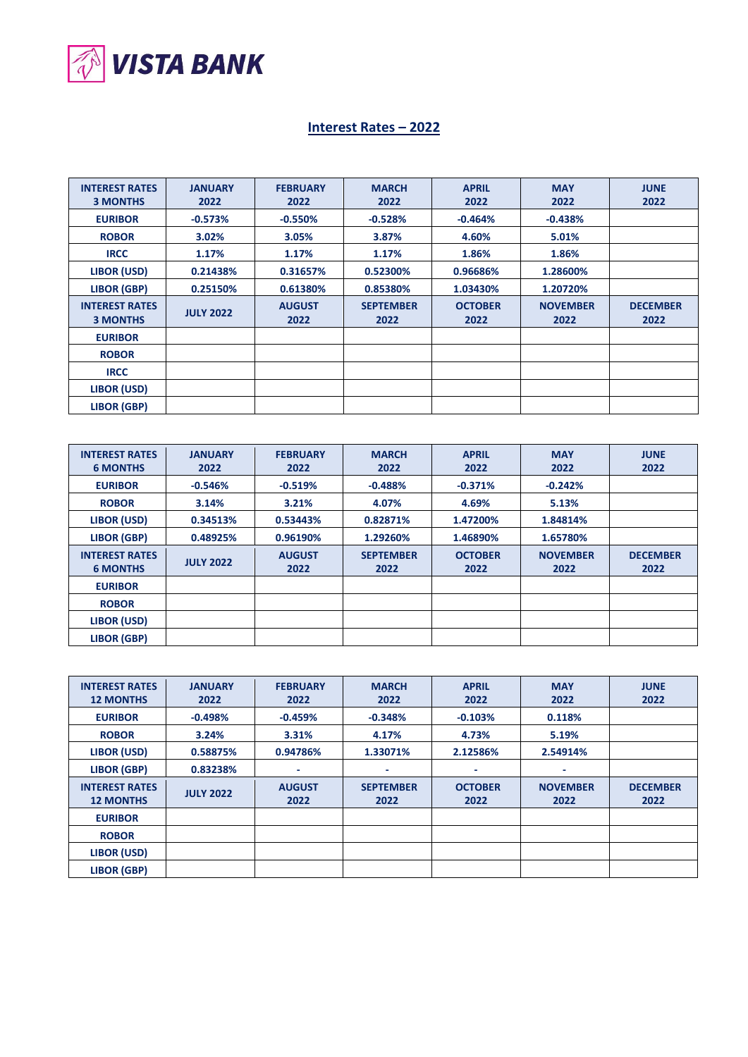VISTA BANK

## Interest Rates – 2022

| INTEREST RATES 3 MONTHS | JANUARY 2022 | FEBRUARY 2022 | MARCH 2022 | APRIL 2022 | MAY 2022 | JUNE 2022 |
|---|---|---|---|---|---|---|
| EURIBOR | -0.573% | -0.550% | -0.528% | -0.464% | -0.438% | |
| ROBOR | 3.02% | 3.05% | 3.87% | 4.60% | 5.01% | |
| IRCC | 1.17% | 1.17% | 1.17% | 1.86% | 1.86% | |
| LIBOR (USD) | 0.21438% | 0.31657% | 0.52300% | 0.96686% | 1.28600% | |
| LIBOR (GBP) | 0.25150% | 0.61380% | 0.85380% | 1.03430% | 1.20720% | |
| **INTEREST RATES 3 MONTHS** | **JULY 2022** | **AUGUST 2022** | **SEPTEMBER 2022** | **OCTOBER 2022** | **NOVEMBER 2022** | **DECEMBER 2022** |
| EURIBOR | | | | | | |
| ROBOR | | | | | | |
| IRCC | | | | | | |
| LIBOR (USD) | | | | | | |
| LIBOR (GBP) | | | | | | |

| INTEREST RATES 6 MONTHS | JANUARY 2022 | FEBRUARY 2022 | MARCH 2022 | APRIL 2022 | MAY 2022 | JUNE 2022 |
|---|---|---|---|---|---|---|
| EURIBOR | -0.546% | -0.519% | -0.488% | -0.371% | -0.242% | |
| ROBOR | 3.14% | 3.21% | 4.07% | 4.69% | 5.13% | |
| LIBOR (USD) | 0.34513% | 0.53443% | 0.82871% | 1.47200% | 1.84814% | |
| LIBOR (GBP) | 0.48925% | 0.96190% | 1.29260% | 1.46890% | 1.65780% | |
| **INTEREST RATES 6 MONTHS** | **JULY 2022** | **AUGUST 2022** | **SEPTEMBER 2022** | **OCTOBER 2022** | **NOVEMBER 2022** | **DECEMBER 2022** |
| EURIBOR | | | | | | |
| ROBOR | | | | | | |
| LIBOR (USD) | | | | | | |
| LIBOR (GBP) | | | | | | |

| INTEREST RATES 12 MONTHS | JANUARY 2022 | FEBRUARY 2022 | MARCH 2022 | APRIL 2022 | MAY 2022 | JUNE 2022 |
|---|---|---|---|---|---|---|
| EURIBOR | -0.498% | -0.459% | -0.348% | -0.103% | 0.118% | |
| ROBOR | 3.24% | 3.31% | 4.17% | 4.73% | 5.19% | |
| LIBOR (USD) | 0.58875% | 0.94786% | 1.33071% | 2.12586% | 2.54914% | |
| LIBOR (GBP) | 0.83238% | - | - | - | - | |
| **INTEREST RATES 12 MONTHS** | **JULY 2022** | **AUGUST 2022** | **SEPTEMBER 2022** | **OCTOBER 2022** | **NOVEMBER 2022** | **DECEMBER 2022** |
| EURIBOR | | | | | | |
| ROBOR | | | | | | |
| LIBOR (USD) | | | | | | |
| LIBOR (GBP) | | | | | | |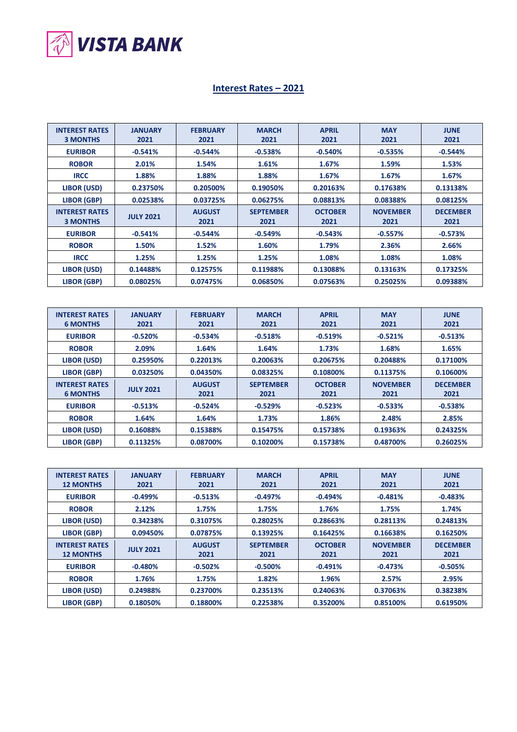VISTA BANK

## Interest Rates – 2021

| INTEREST RATES 3 MONTHS | JANUARY 2021 | FEBRUARY 2021 | MARCH 2021 | APRIL 2021 | MAY 2021 | JUNE 2021 |
|---|---|---|---|---|---|---|
| EURIBOR | -0.541% | -0.544% | -0.538% | -0.540% | -0.535% | -0.544% |
| ROBOR | 2.01% | 1.54% | 1.61% | 1.67% | 1.59% | 1.53% |
| IRCC | 1.88% | 1.88% | 1.88% | 1.67% | 1.67% | 1.67% |
| LIBOR (USD) | 0.23750% | 0.20500% | 0.19050% | 0.20163% | 0.17638% | 0.13138% |
| LIBOR (GBP) | 0.02538% | 0.03725% | 0.06275% | 0.08813% | 0.08388% | 0.08125% |
| **INTEREST RATES 3 MONTHS** | **JULY 2021** | **AUGUST 2021** | **SEPTEMBER 2021** | **OCTOBER 2021** | **NOVEMBER 2021** | **DECEMBER 2021** |
| EURIBOR | -0.541% | -0.544% | -0.549% | -0.543% | -0.557% | -0.573% |
| ROBOR | 1.50% | 1.52% | 1.60% | 1.79% | 2.36% | 2.66% |
| IRCC | 1.25% | 1.25% | 1.25% | 1.08% | 1.08% | 1.08% |
| LIBOR (USD) | 0.14488% | 0.12575% | 0.11988% | 0.13088% | 0.13163% | 0.17325% |
| LIBOR (GBP) | 0.08025% | 0.07475% | 0.06850% | 0.07563% | 0.25025% | 0.09388% |

| INTEREST RATES 6 MONTHS | JANUARY 2021 | FEBRUARY 2021 | MARCH 2021 | APRIL 2021 | MAY 2021 | JUNE 2021 |
|---|---|---|---|---|---|---|
| EURIBOR | -0.520% | -0.534% | -0.518% | -0.519% | -0.521% | -0.513% |
| ROBOR | 2.09% | 1.64% | 1.64% | 1.73% | 1.68% | 1.65% |
| LIBOR (USD) | 0.25950% | 0.22013% | 0.20063% | 0.20675% | 0.20488% | 0.17100% |
| LIBOR (GBP) | 0.03250% | 0.04350% | 0.08325% | 0.10800% | 0.11375% | 0.10600% |
| **INTEREST RATES 6 MONTHS** | **JULY 2021** | **AUGUST 2021** | **SEPTEMBER 2021** | **OCTOBER 2021** | **NOVEMBER 2021** | **DECEMBER 2021** |
| EURIBOR | -0.513% | -0.524% | -0.529% | -0.523% | -0.533% | -0.538% |
| ROBOR | 1.64% | 1.64% | 1.73% | 1.86% | 2.48% | 2.85% |
| LIBOR (USD) | 0.16088% | 0.15388% | 0.15475% | 0.15738% | 0.19363% | 0.24325% |
| LIBOR (GBP) | 0.11325% | 0.08700% | 0.10200% | 0.15738% | 0.48700% | 0.26025% |

| INTEREST RATES 12 MONTHS | JANUARY 2021 | FEBRUARY 2021 | MARCH 2021 | APRIL 2021 | MAY 2021 | JUNE 2021 |
|---|---|---|---|---|---|---|
| EURIBOR | -0.499% | -0.513% | -0.497% | -0.494% | -0.481% | -0.483% |
| ROBOR | 2.12% | 1.75% | 1.75% | 1.76% | 1.75% | 1.74% |
| LIBOR (USD) | 0.34238% | 0.31075% | 0.28025% | 0.28663% | 0.28113% | 0.24813% |
| LIBOR (GBP) | 0.09450% | 0.07875% | 0.13925% | 0.16425% | 0.16638% | 0.16250% |
| **INTEREST RATES 12 MONTHS** | **JULY 2021** | **AUGUST 2021** | **SEPTEMBER 2021** | **OCTOBER 2021** | **NOVEMBER 2021** | **DECEMBER 2021** |
| EURIBOR | -0.480% | -0.502% | -0.500% | -0.491% | -0.473% | -0.505% |
| ROBOR | 1.76% | 1.75% | 1.82% | 1.96% | 2.57% | 2.95% |
| LIBOR (USD) | 0.24988% | 0.23700% | 0.23513% | 0.24063% | 0.37063% | 0.38238% |
| LIBOR (GBP) | 0.18050% | 0.18800% | 0.22538% | 0.35200% | 0.85100% | 0.61950% |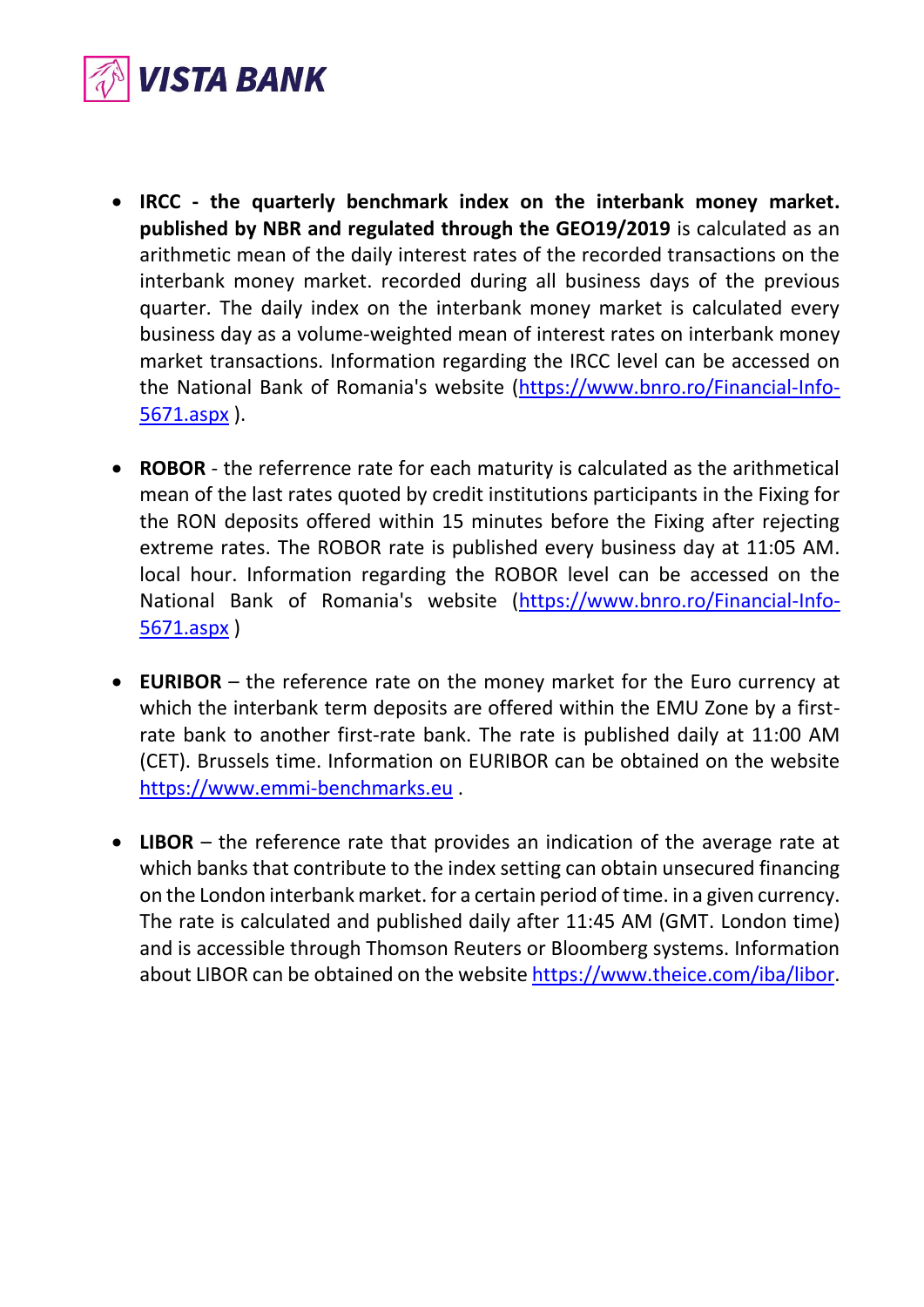- **IRCC - the quarterly benchmark index on the interbank money market. published by NBR and regulated through the GEO19/2019** is calculated as an arithmetic mean of the daily interest rates of the recorded transactions on the interbank money market. recorded during all business days of the previous quarter. The daily index on the interbank money market is calculated every business day as a volume-weighted mean of interest rates on interbank money market transactions. Information regarding the IRCC level can be accessed on the National Bank of Romania's website (https://www.bnro.ro/Financial-Info-5671.aspx ).

- **ROBOR** - the referrence rate for each maturity is calculated as the arithmetical mean of the last rates quoted by credit institutions participants in the Fixing for the RON deposits offered within 15 minutes before the Fixing after rejecting extreme rates. The ROBOR rate is published every business day at 11:05 AM. local hour. Information regarding the ROBOR level can be accessed on the National Bank of Romania's website (https://www.bnro.ro/Financial-Info-5671.aspx )

- **EURIBOR** – the reference rate on the money market for the Euro currency at which the interbank term deposits are offered within the EMU Zone by a first-rate bank to another first-rate bank. The rate is published daily at 11:00 AM (CET). Brussels time. Information on EURIBOR can be obtained on the website https://www.emmi-benchmarks.eu .

- **LIBOR** – the reference rate that provides an indication of the average rate at which banks that contribute to the index setting can obtain unsecured financing on the London interbank market. for a certain period of time. in a given currency. The rate is calculated and published daily after 11:45 AM (GMT. London time) and is accessible through Thomson Reuters or Bloomberg systems. Information about LIBOR can be obtained on the website https://www.theice.com/iba/libor.